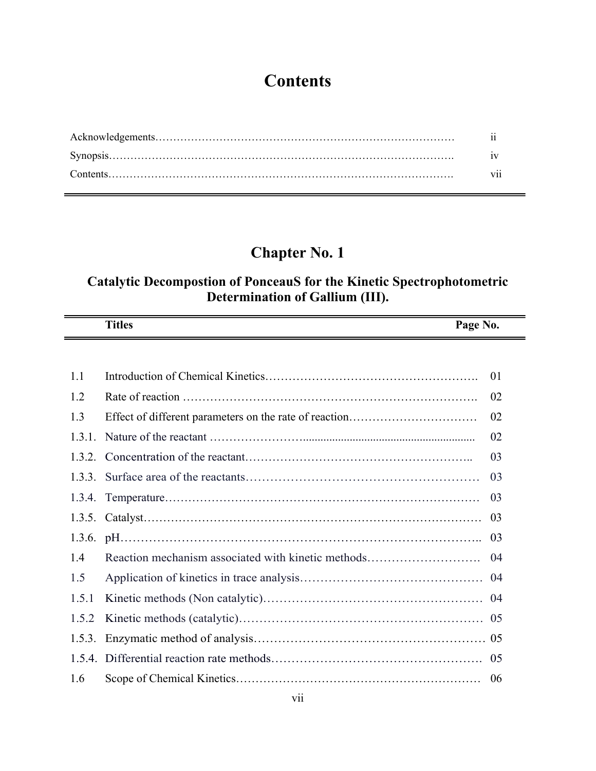# Contents

| | |
|---|---|
| Acknowledgements | ii |
| Synopsis | iv |
| Contents | vii |

## Chapter No. 1

### Catalytic Decompostion of PonceauS for the Kinetic Spectrophotometric Determination of Gallium (III).

| | Titles | Page No. |
|---|---|---|
| 1.1 | Introduction of Chemical Kinetics | 01 |
| 1.2 | Rate of reaction | 02 |
| 1.3 | Effect of different parameters on the rate of reaction | 02 |
| 1.3.1. | Nature of the reactant | 02 |
| 1.3.2. | Concentration of the reactant | 03 |
| 1.3.3. | Surface area of the reactants | 03 |
| 1.3.4. | Temperature | 03 |
| 1.3.5. | Catalyst | 03 |
| 1.3.6. | pH | 03 |
| 1.4 | Reaction mechanism associated with kinetic methods | 04 |
| 1.5 | Application of kinetics in trace analysis | 04 |
| 1.5.1 | Kinetic methods (Non catalytic) | 04 |
| 1.5.2 | Kinetic methods (catalytic) | 05 |
| 1.5.3. | Enzymatic method of analysis | 05 |
| 1.5.4. | Differential reaction rate methods | 05 |
| 1.6 | Scope of Chemical Kinetics | 06 |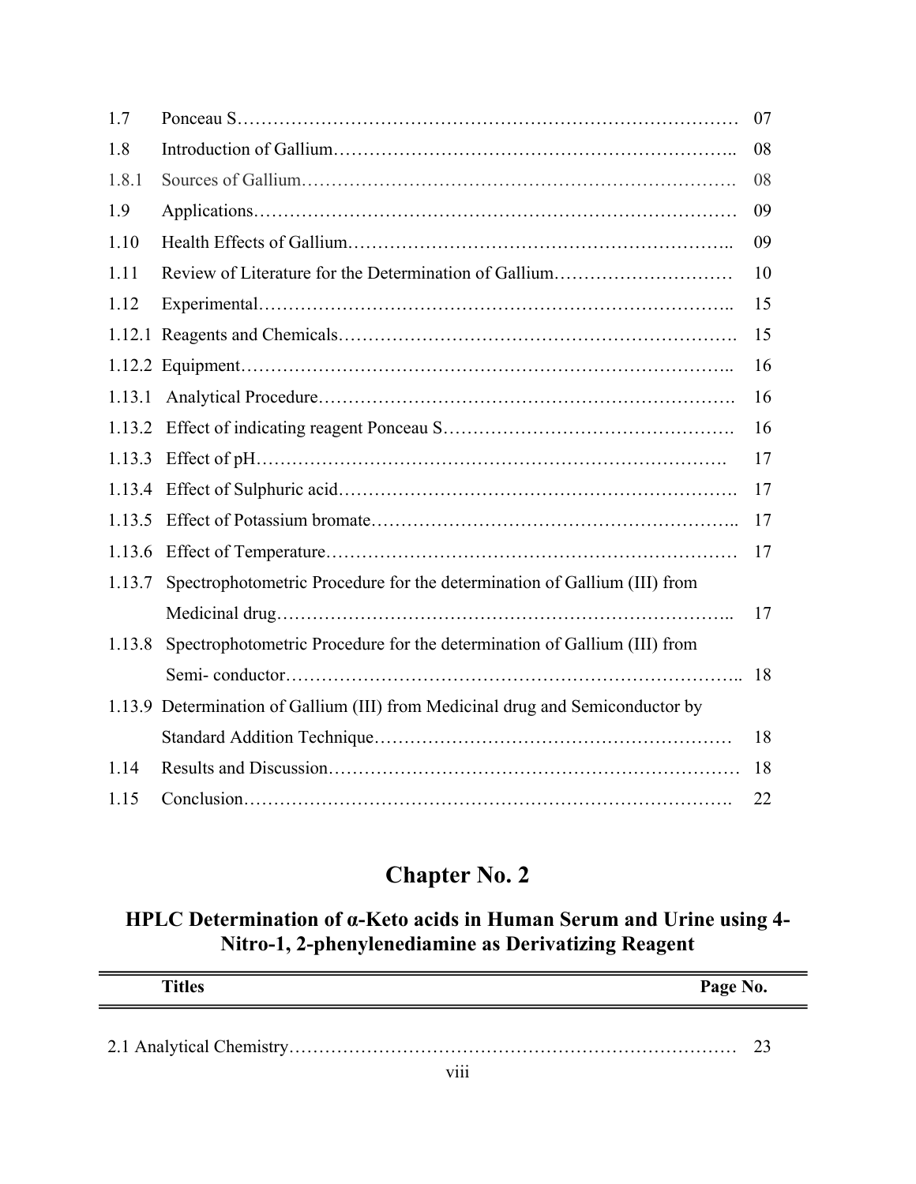| | | |
|---|---|---|
| 1.7 | Ponceau S | 07 |
| 1.8 | Introduction of Gallium | 08 |
| 1.8.1 | Sources of Gallium | 08 |
| 1.9 | Applications | 09 |
| 1.10 | Health Effects of Gallium | 09 |
| 1.11 | Review of Literature for the Determination of Gallium | 10 |
| 1.12 | Experimental | 15 |
| 1.12.1 | Reagents and Chemicals | 15 |
| 1.12.2 | Equipment | 16 |
| 1.13.1 | Analytical Procedure | 16 |
| 1.13.2 | Effect of indicating reagent Ponceau S | 16 |
| 1.13.3 | Effect of pH | 17 |
| 1.13.4 | Effect of Sulphuric acid | 17 |
| 1.13.5 | Effect of Potassium bromate | 17 |
| 1.13.6 | Effect of Temperature | 17 |
| 1.13.7 | Spectrophotometric Procedure for the determination of Gallium (III) from Medicinal drug | 17 |
| 1.13.8 | Spectrophotometric Procedure for the determination of Gallium (III) from Semi- conductor | 18 |
| 1.13.9 | Determination of Gallium (III) from Medicinal drug and Semiconductor by Standard Addition Technique | 18 |
| 1.14 | Results and Discussion | 18 |
| 1.15 | Conclusion | 22 |

# Chapter No. 2

## HPLC Determination of α-Keto acids in Human Serum and Urine using 4-Nitro-1, 2-phenylenediamine as Derivatizing Reagent

| Titles | Page No. |
|---|---|
| 2.1 Analytical Chemistry | 23 |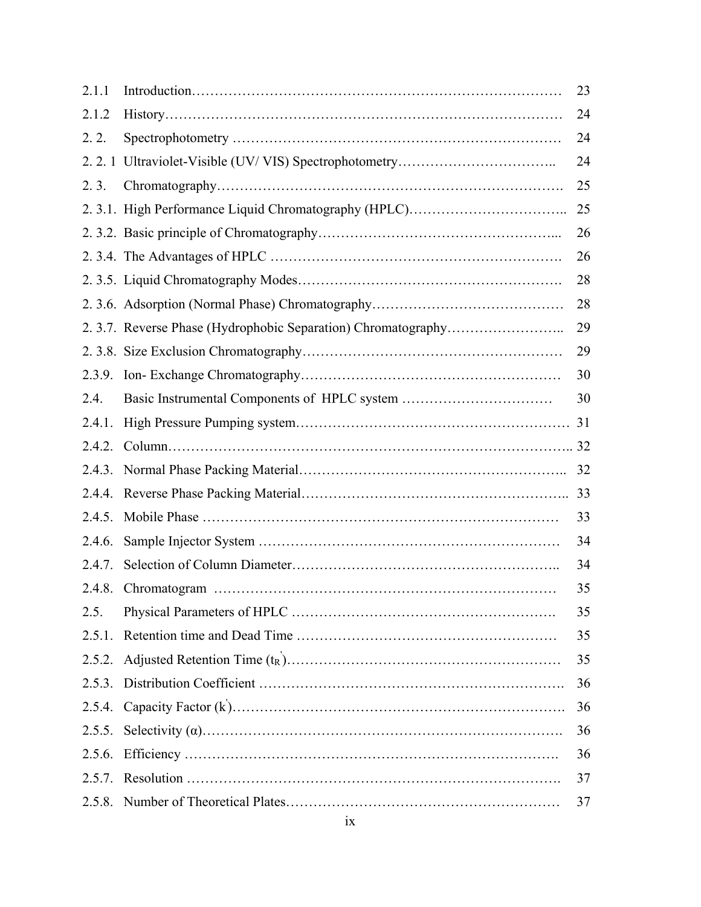| | | |
|---|---|---|
| 2.1.1 | Introduction | 23 |
| 2.1.2 | History | 24 |
| 2. 2. | Spectrophotometry | 24 |
| 2. 2. 1 | Ultraviolet-Visible (UV/ VIS) Spectrophotometry | 24 |
| 2. 3. | Chromatography | 25 |
| 2. 3.1. | High Performance Liquid Chromatography (HPLC) | 25 |
| 2. 3.2. | Basic principle of Chromatography | 26 |
| 2. 3.4. | The Advantages of HPLC | 26 |
| 2. 3.5. | Liquid Chromatography Modes | 28 |
| 2. 3.6. | Adsorption (Normal Phase) Chromatography | 28 |
| 2. 3.7. | Reverse Phase (Hydrophobic Separation) Chromatography | 29 |
| 2. 3.8. | Size Exclusion Chromatography | 29 |
| 2.3.9. | Ion- Exchange Chromatography | 30 |
| 2.4. | Basic Instrumental Components of HPLC system | 30 |
| 2.4.1. | High Pressure Pumping system | 31 |
| 2.4.2. | Column | 32 |
| 2.4.3. | Normal Phase Packing Material | 32 |
| 2.4.4. | Reverse Phase Packing Material | 33 |
| 2.4.5. | Mobile Phase | 33 |
| 2.4.6. | Sample Injector System | 34 |
| 2.4.7. | Selection of Column Diameter | 34 |
| 2.4.8. | Chromatogram | 35 |
| 2.5. | Physical Parameters of HPLC | 35 |
| 2.5.1. | Retention time and Dead Time | 35 |
| 2.5.2. | Adjusted Retention Time ($t_R^{'}$) | 35 |
| 2.5.3. | Distribution Coefficient | 36 |
| 2.5.4. | Capacity Factor ($k^{'}$) | 36 |
| 2.5.5. | Selectivity ($\alpha$) | 36 |
| 2.5.6. | Efficiency | 36 |
| 2.5.7. | Resolution | 37 |
| 2.5.8. | Number of Theoretical Plates | 37 |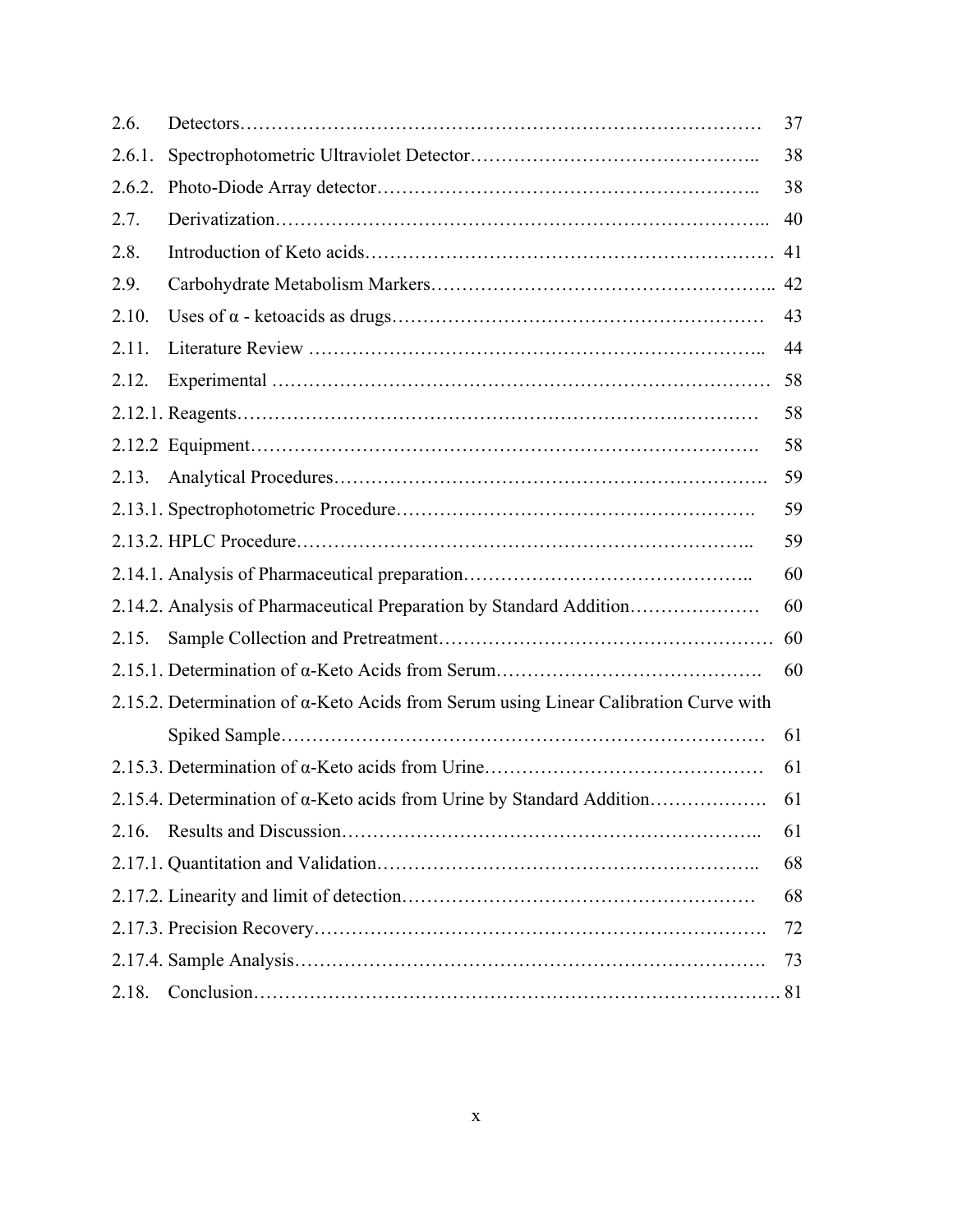| | | |
|---|---|---|
| 2.6. | Detectors………………………………………………………………………… | 37 |
| 2.6.1. | Spectrophotometric Ultraviolet Detector……………………………………….. | 38 |
| 2.6.2. | Photo-Diode Array detector………………………………………………….. | 38 |
| 2.7. | Derivatization……………………………………………………………….. | 40 |
| 2.8. | Introduction of Keto acids……………………………………………………… | 41 |
| 2.9. | Carbohydrate Metabolism Markers…………………………………………….. | 42 |
| 2.10. | Uses of α - ketoacids as drugs………………………………………………… | 43 |
| 2.11. | Literature Review …………………………………………………………….. | 44 |
| 2.12. | Experimental ………………………………………………………………… | 58 |
| 2.12.1. | Reagents………………………………………………………………………… | 58 |
| 2.12.2 | Equipment……………………………………………………………………. | 58 |
| 2.13. | Analytical Procedures…………………………………………………………. | 59 |
| 2.13.1. | Spectrophotometric Procedure………………………………………………. | 59 |
| 2.13.2. | HPLC Procedure…………………………………………………………….. | 59 |
| 2.14.1. | Analysis of Pharmaceutical preparation……………………………………….. | 60 |
| 2.14.2. | Analysis of Pharmaceutical Preparation by Standard Addition………………… | 60 |
| 2.15. | Sample Collection and Pretreatment…………………………………………… | 60 |
| 2.15.1. | Determination of α-Keto Acids from Serum……………………………………. | 60 |
| 2.15.2. | Determination of α-Keto Acids from Serum using Linear Calibration Curve with Spiked Sample………………………………………………………………… | 61 |
| 2.15.3. | Determination of α-Keto acids from Urine……………………………………… | 61 |
| 2.15.4. | Determination of α-Keto acids from Urine by Standard Addition………………. | 61 |
| 2.16. | Results and Discussion……………………………………………………….. | 61 |
| 2.17.1. | Quantitation and Validation………………………………………………….. | 68 |
| 2.17.2. | Linearity and limit of detection……………………………………………… | 68 |
| 2.17.3. | Precision Recovery……………………………………………………………. | 72 |
| 2.17.4. | Sample Analysis………………………………………………………………. | 73 |
| 2.18. | Conclusion………………………………………………………………………. | 81 |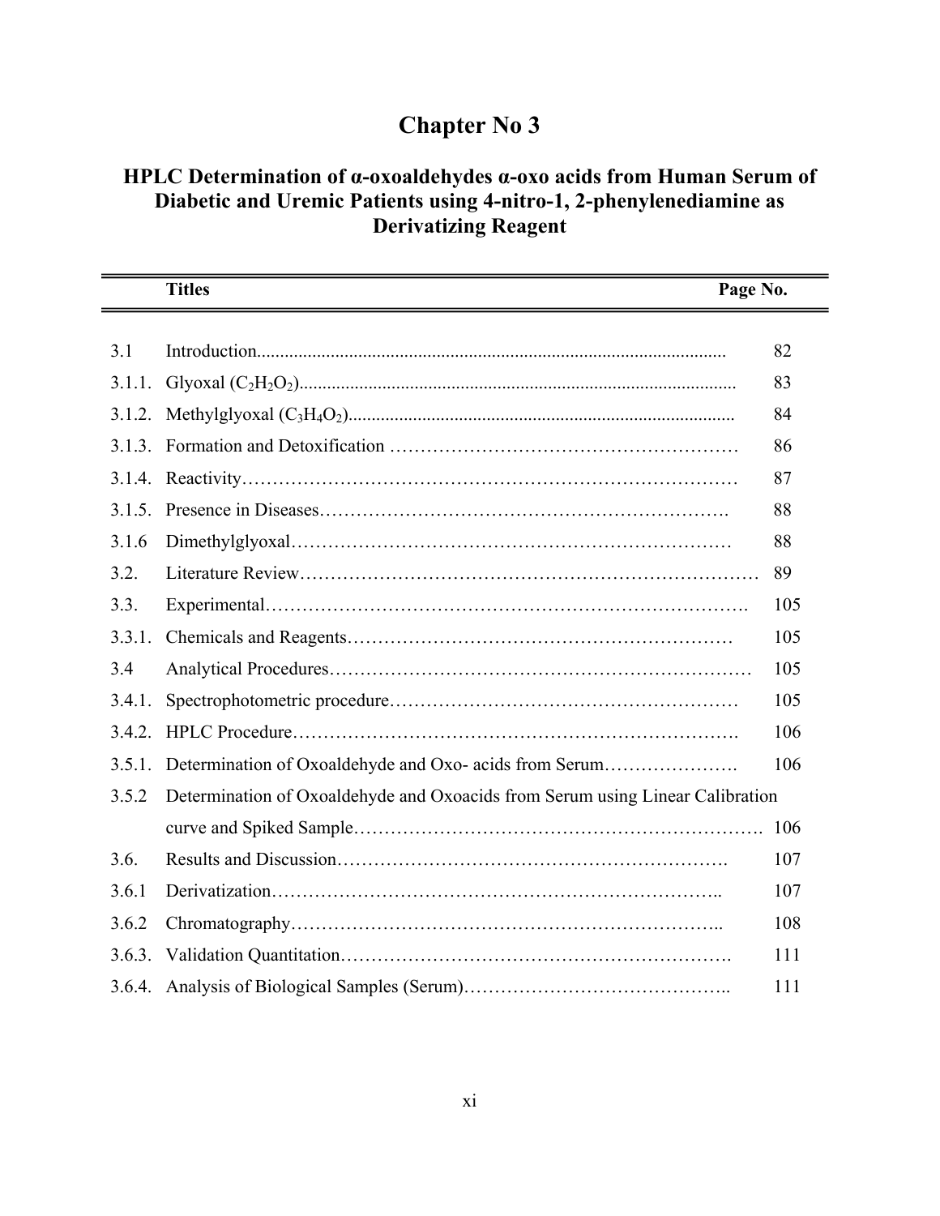# Chapter No 3

## HPLC Determination of α-oxoaldehydes α-oxo acids from Human Serum of Diabetic and Uremic Patients using 4-nitro-1, 2-phenylenediamine as Derivatizing Reagent

| | Titles | Page No. |
|---|---|---|
| 3.1 | Introduction | 82 |
| 3.1.1. | Glyoxal ($C_2H_2O_2$) | 83 |
| 3.1.2. | Methylglyoxal ($C_3H_4O_2$) | 84 |
| 3.1.3. | Formation and Detoxification | 86 |
| 3.1.4. | Reactivity | 87 |
| 3.1.5. | Presence in Diseases | 88 |
| 3.1.6 | Dimethylglyoxal | 88 |
| 3.2. | Literature Review | 89 |
| 3.3. | Experimental | 105 |
| 3.3.1. | Chemicals and Reagents | 105 |
| 3.4 | Analytical Procedures | 105 |
| 3.4.1. | Spectrophotometric procedure | 105 |
| 3.4.2. | HPLC Procedure | 106 |
| 3.5.1. | Determination of Oxoaldehyde and Oxo- acids from Serum | 106 |
| 3.5.2 | Determination of Oxoaldehyde and Oxoacids from Serum using Linear Calibration curve and Spiked Sample | 106 |
| 3.6. | Results and Discussion | 107 |
| 3.6.1 | Derivatization | 107 |
| 3.6.2 | Chromatography | 108 |
| 3.6.3. | Validation Quantitation | 111 |
| 3.6.4. | Analysis of Biological Samples (Serum) | 111 |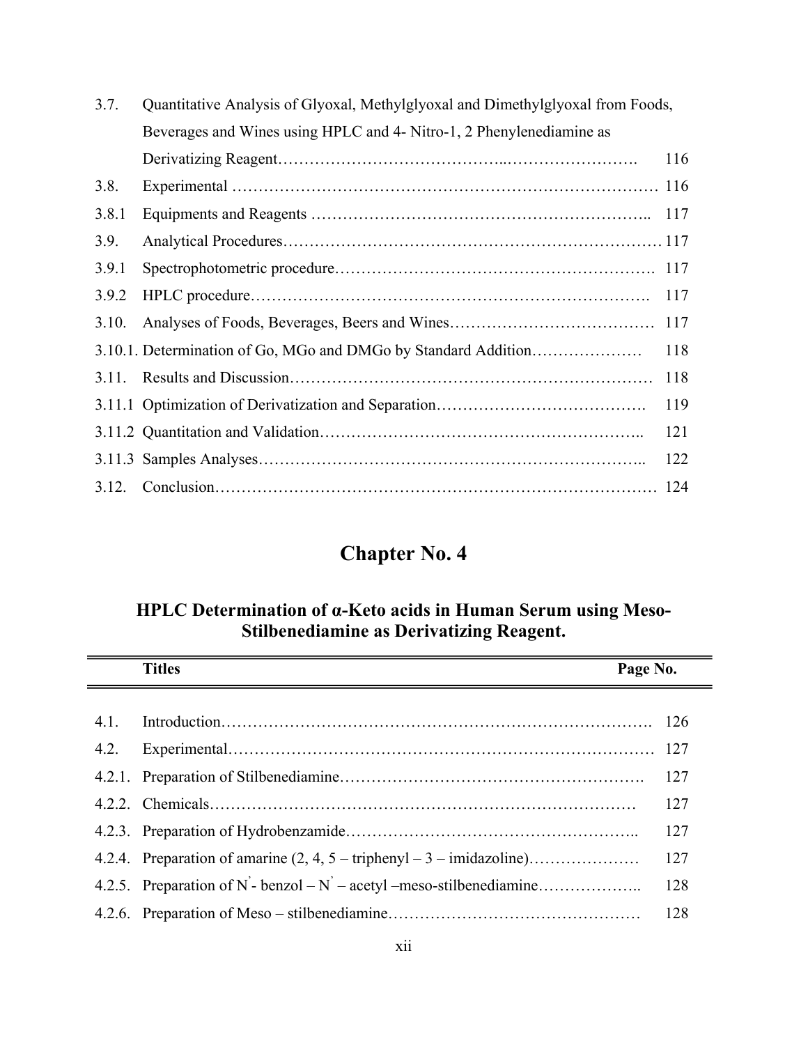| | | |
|---|---|---|
| 3.7. | Quantitative Analysis of Glyoxal, Methylglyoxal and Dimethylglyoxal from Foods, Beverages and Wines using HPLC and 4- Nitro-1, 2 Phenylenediamine as Derivatizing Reagent………………………………..……………………. | 116 |
| 3.8. | Experimental …………………………………………………………………… | 116 |
| 3.8.1 | Equipments and Reagents …………………………………………………….. | 117 |
| 3.9. | Analytical Procedures…………………………………………………………… | 117 |
| 3.9.1 | Spectrophotometric procedure…………………………………………………. | 117 |
| 3.9.2 | HPLC procedure………………………………………………………………. | 117 |
| 3.10. | Analyses of Foods, Beverages, Beers and Wines………………………………… | 117 |
| 3.10.1. | Determination of Go, MGo and DMGo by Standard Addition………………… | 118 |
| 3.11. | Results and Discussion………………………………………………………… | 118 |
| 3.11.1 | Optimization of Derivatization and Separation…………………………………. | 119 |
| 3.11.2 | Quantitation and Validation…………………………………………………….. | 121 |
| 3.11.3 | Samples Analyses……………………………………………………………….. | 122 |
| 3.12. | Conclusion……………………………………………………………………… | 124 |

# Chapter No. 4

## HPLC Determination of α-Keto acids in Human Serum using Meso-Stilbenediamine as Derivatizing Reagent.

| | **Titles** | **Page No.** |
|---|---|---|
| 4.1. | Introduction……………………………………………………………………. | 126 |
| 4.2. | Experimental…………………………………………………………………… | 127 |
| 4.2.1. | Preparation of Stilbenediamine…………………………………………………. | 127 |
| 4.2.2. | Chemicals……………………………………………………………………… | 127 |
| 4.2.3. | Preparation of Hydrobenzamide……………………………………………….. | 127 |
| 4.2.4. | Preparation of amarine (2, 4, 5 – triphenyl – 3 – imidazoline)………………… | 127 |
| 4.2.5. | Preparation of N' - benzol – N' – acetyl –meso-stilbenediamine……………….. | 128 |
| 4.2.6. | Preparation of Meso – stilbenediamine………………………………………… | 128 |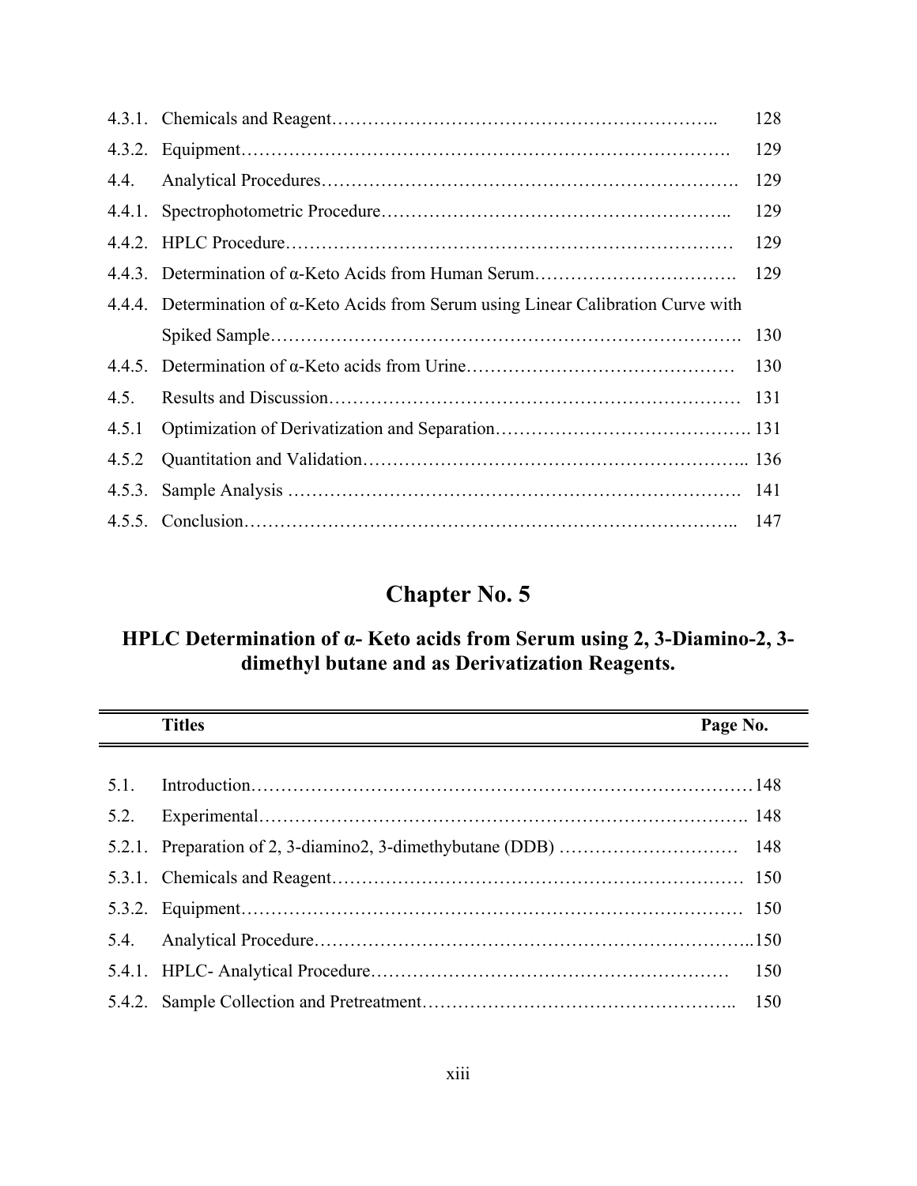| | | |
|---|---|---|
| 4.3.1. | Chemicals and Reagent……………………………………………………….. | 128 |
| 4.3.2. | Equipment……………………………………………………………………. | 129 |
| 4.4. | Analytical Procedures…………………………………………………………. | 129 |
| 4.4.1. | Spectrophotometric Procedure……………………………………………….. | 129 |
| 4.4.2. | HPLC Procedure……………………………………………………………… | 129 |
| 4.4.3. | Determination of α-Keto Acids from Human Serum…………………………. | 129 |
| 4.4.4. | Determination of α-Keto Acids from Serum using Linear Calibration Curve with Spiked Sample…………………………………………………………………. | 130 |
| 4.4.5. | Determination of α-Keto acids from Urine…………………………………… | 130 |
| 4.5. | Results and Discussion………………………………………………………… | 131 |
| 4.5.1 | Optimization of Derivatization and Separation……………………………………. | 131 |
| 4.5.2 | Quantitation and Validation…………………………………………………….. | 136 |
| 4.5.3. | Sample Analysis ………………………………………………………………. | 141 |
| 4.5.5. | Conclusion…………………………………………………………………….. | 147 |

# Chapter No. 5

## HPLC Determination of α- Keto acids from Serum using 2, 3-Diamino-2, 3-dimethyl butane and as Derivatization Reagents.

| | Titles | Page No. |
|---|---|---|
| 5.1. | Introduction……………………………………………………………………… | 148 |
| 5.2. | Experimental……………………………………………………………………. | 148 |
| 5.2.1. | Preparation of 2, 3-diamino2, 3-dimethybutane (DDB) ………………………… | 148 |
| 5.3.1. | Chemicals and Reagent…………………………………………………………… | 150 |
| 5.3.2. | Equipment………………………………………………………………………… | 150 |
| 5.4. | Analytical Procedure……………………………………………………………….. | 150 |
| 5.4.1. | HPLC- Analytical Procedure…………………………………………………… | 150 |
| 5.4.2. | Sample Collection and Pretreatment………………………………………….. | 150 |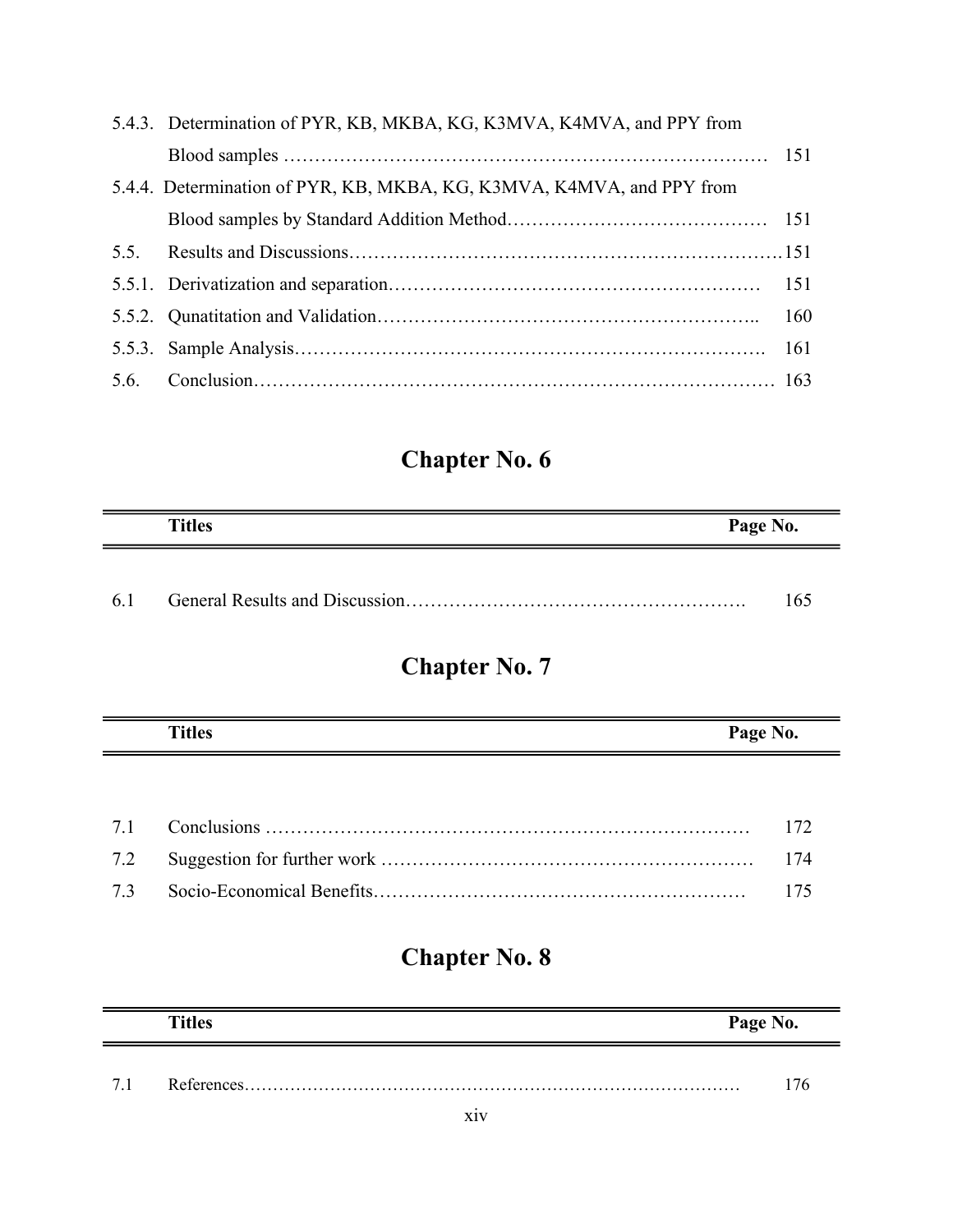| | | |
|---|---|---|
| 5.4.3. | Determination of PYR, KB, MKBA, KG, K3MVA, K4MVA, and PPY from Blood samples …………………………………………………………………… | 151 |
| 5.4.4. | Determination of PYR, KB, MKBA, KG, K3MVA, K4MVA, and PPY from Blood samples by Standard Addition Method…………………………………… | 151 |
| 5.5. | Results and Discussions…………………………………………………………… | 151 |
| 5.5.1. | Derivatization and separation…………………………………………………… | 151 |
| 5.5.2. | Qunatitation and Validation…………………………………………………….. | 160 |
| 5.5.3. | Sample Analysis…………………………………………………………………. | 161 |
| 5.6. | Conclusion……………………………………………………………………… | 163 |

## Chapter No. 6

| | Titles | Page No. |
|---|---|---|
| 6.1 | General Results and Discussion………………………………………………. | 165 |

## Chapter No. 7

| | Titles | Page No. |
|---|---|---|
| 7.1 | Conclusions …………………………………………………………………… | 172 |
| 7.2 | Suggestion for further work …………………………………………………… | 174 |
| 7.3 | Socio-Economical Benefits…………………………………………………… | 175 |

## Chapter No. 8

| | Titles | Page No. |
|---|---|---|
| 7.1 | References………………………………………………………………………… | 176 |